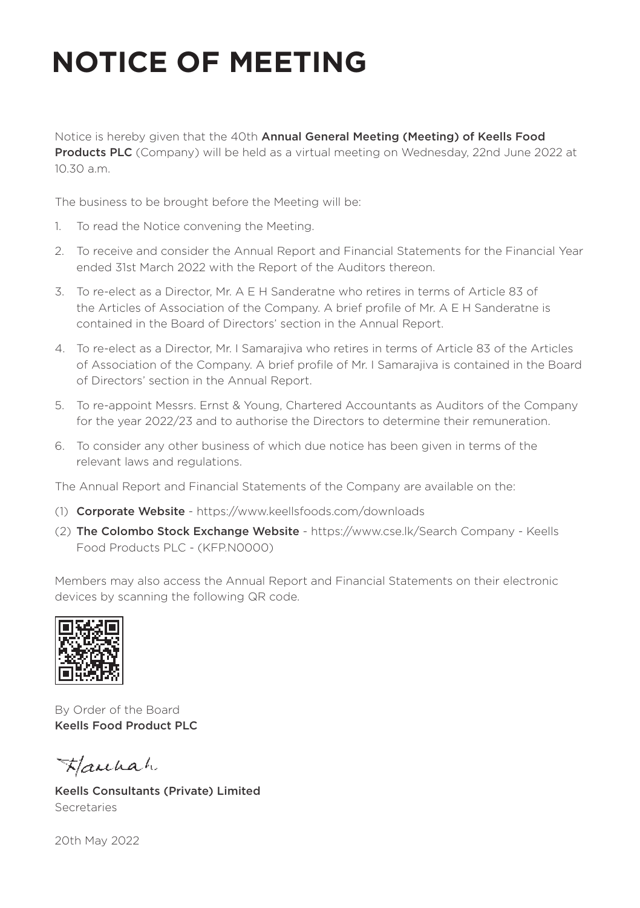# NOTICE OF MEETING

Notice is hereby given that the 40th **Annual General Meeting (Meeting) of Keells Food Products PLC** (Company) will be held as a virtual meeting on Wednesday, 22nd June 2022 at 10.30 a.m.

The business to be brought before the Meeting will be:

1. To read the Notice convening the Meeting.
2. To receive and consider the Annual Report and Financial Statements for the Financial Year ended 31st March 2022 with the Report of the Auditors thereon.
3. To re-elect as a Director, Mr. A E H Sanderatne who retires in terms of Article 83 of the Articles of Association of the Company. A brief profile of Mr. A E H Sanderatne is contained in the Board of Directors' section in the Annual Report.
4. To re-elect as a Director, Mr. I Samarajiva who retires in terms of Article 83 of the Articles of Association of the Company. A brief profile of Mr. I Samarajiva is contained in the Board of Directors' section in the Annual Report.
5. To re-appoint Messrs. Ernst & Young, Chartered Accountants as Auditors of the Company for the year 2022/23 and to authorise the Directors to determine their remuneration.
6. To consider any other business of which due notice has been given in terms of the relevant laws and regulations.

The Annual Report and Financial Statements of the Company are available on the:

(1) **Corporate Website** - https://www.keellsfoods.com/downloads

(2) **The Colombo Stock Exchange Website** - https://www.cse.lk/Search Company - Keells Food Products PLC - (KFP.N0000)

Members may also access the Annual Report and Financial Statements on their electronic devices by scanning the following QR code.

By Order of the Board
**Keells Food Product PLC**

**Keells Consultants (Private) Limited**
Secretaries

20th May 2022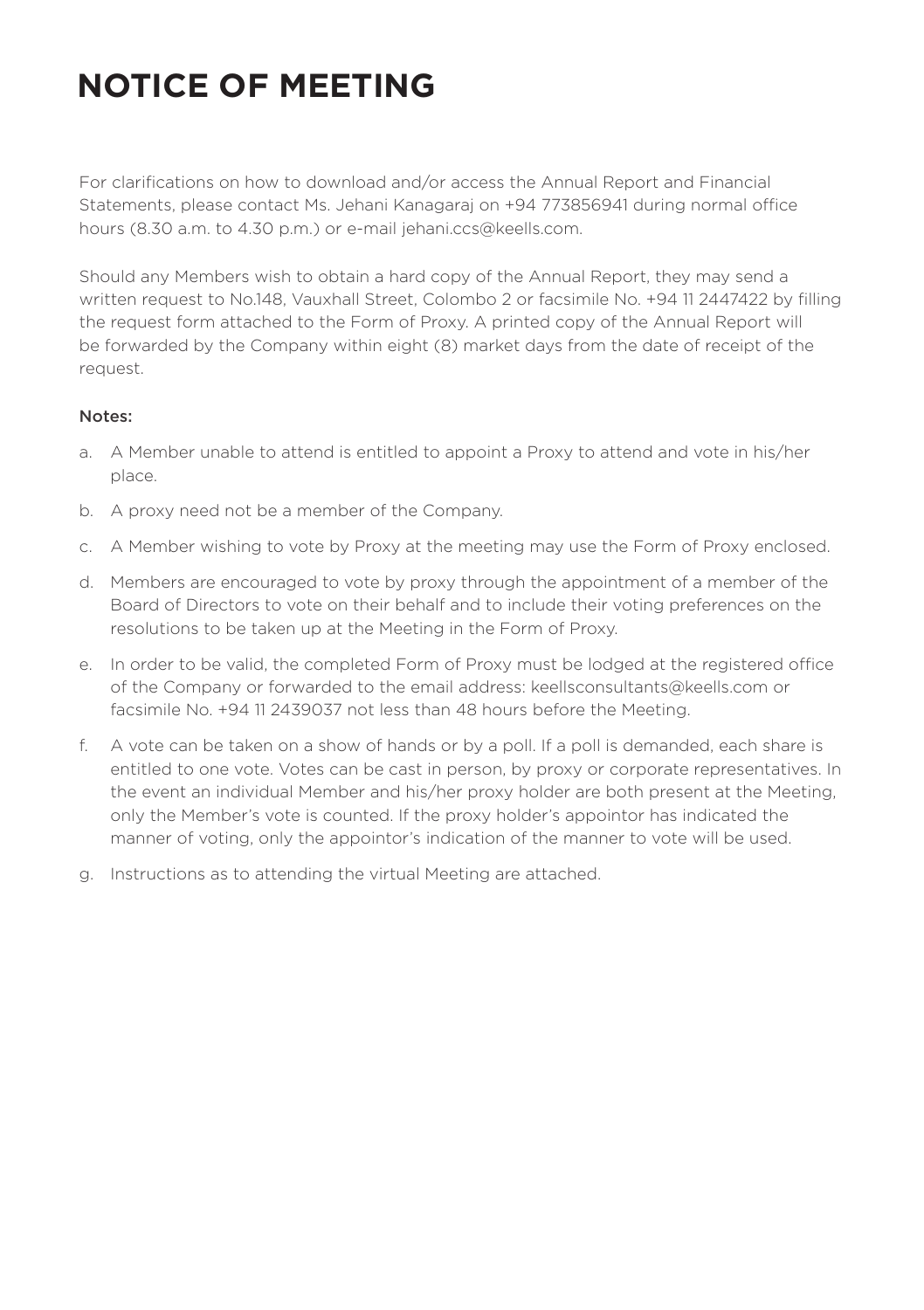# NOTICE OF MEETING

For clarifications on how to download and/or access the Annual Report and Financial Statements, please contact Ms. Jehani Kanagaraj on +94 773856941 during normal office hours (8.30 a.m. to 4.30 p.m.) or e-mail jehani.ccs@keells.com.

Should any Members wish to obtain a hard copy of the Annual Report, they may send a written request to No.148, Vauxhall Street, Colombo 2 or facsimile No. +94 11 2447422 by filling the request form attached to the Form of Proxy. A printed copy of the Annual Report will be forwarded by the Company within eight (8) market days from the date of receipt of the request.

**Notes:**

a. A Member unable to attend is entitled to appoint a Proxy to attend and vote in his/her place.

b. A proxy need not be a member of the Company.

c. A Member wishing to vote by Proxy at the meeting may use the Form of Proxy enclosed.

d. Members are encouraged to vote by proxy through the appointment of a member of the Board of Directors to vote on their behalf and to include their voting preferences on the resolutions to be taken up at the Meeting in the Form of Proxy.

e. In order to be valid, the completed Form of Proxy must be lodged at the registered office of the Company or forwarded to the email address: keellsconsultants@keells.com or facsimile No. +94 11 2439037 not less than 48 hours before the Meeting.

f. A vote can be taken on a show of hands or by a poll. If a poll is demanded, each share is entitled to one vote. Votes can be cast in person, by proxy or corporate representatives. In the event an individual Member and his/her proxy holder are both present at the Meeting, only the Member's vote is counted. If the proxy holder's appointor has indicated the manner of voting, only the appointor's indication of the manner to vote will be used.

g. Instructions as to attending the virtual Meeting are attached.